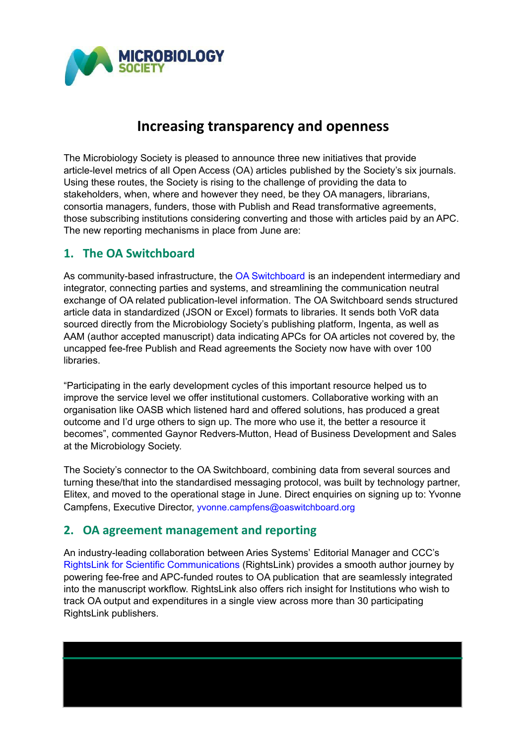# Increasing transparency and openness

The Microbiology Society is pleased to announce three new initiatives that provide article-level metrics of all Open Access (OA) articles published by the Society's six journals. Using these routes, the Society is rising to the challenge of providing the data to stakeholders, when, where and however they need, be they OA managers, librarians, consortia managers, funders, those with Publish and Read transformative agreements, those subscribing institutions considering converting and those with articles paid by an APC. The new reporting mechanisms in place from June are:

## 1. The OA Switchboard

As community-based infrastructure, the OA Switchboard is an independent intermediary and integrator, connecting parties and systems, and streamlining the communication neutral exchange of OA related publication-level information. The OA Switchboard sends structured article data in standardized (JSON or Excel) formats to libraries. It sends both VoR data sourced directly from the Microbiology Society's publishing platform, Ingenta, as well as AAM (author accepted manuscript) data indicating APCs for OA articles not covered by, the uncapped fee-free Publish and Read agreements the Society now have with over 100 libraries.

"Participating in the early development cycles of this important resource helped us to improve the service level we offer institutional customers. Collaborative working with an organisation like OASB which listened hard and offered solutions, has produced a great outcome and I'd urge others to sign up. The more who use it, the better a resource it becomes", commented Gaynor Redvers-Mutton, Head of Business Development and Sales at the Microbiology Society.

The Society's connector to the OA Switchboard, combining data from several sources and turning these/that into the standardised messaging protocol, was built by technology partner, Elitex, and moved to the operational stage in June. Direct enquiries on signing up to: Yvonne Campfens, Executive Director, yvonne.campfens@oaswitchboard.org

## 2. OA agreement management and reporting

An industry-leading collaboration between Aries Systems' Editorial Manager and CCC's RightsLink for Scientific Communications (RightsLink) provides a smooth author journey by powering fee-free and APC-funded routes to OA publication that are seamlessly integrated into the manuscript workflow. RightsLink also offers rich insight for Institutions who wish to track OA output and expenditures in a single view across more than 30 participating RightsLink publishers.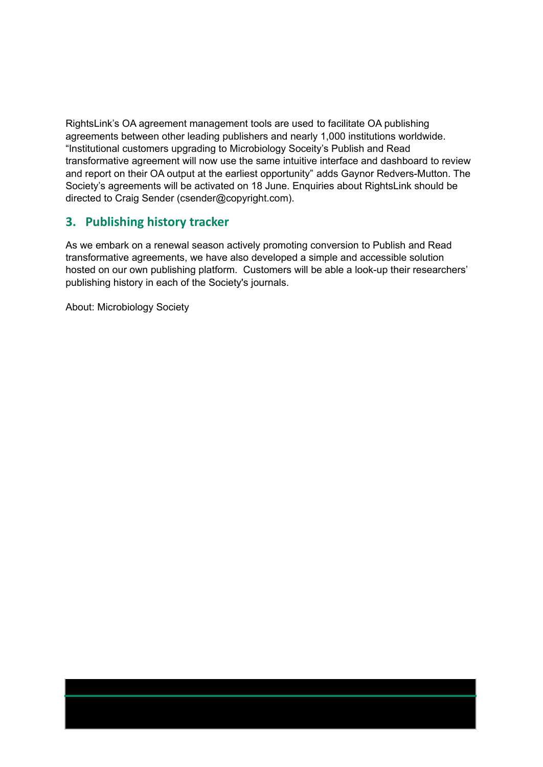RightsLink's OA agreement management tools are used to facilitate OA publishing agreements between other leading publishers and nearly 1,000 institutions worldwide. "Institutional customers upgrading to Microbiology Soceity's Publish and Read transformative agreement will now use the same intuitive interface and dashboard to review and report on their OA output at the earliest opportunity" adds Gaynor Redvers-Mutton. The Society's agreements will be activated on 18 June. Enquiries about RightsLink should be directed to Craig Sender (csender@copyright.com).

## 3. Publishing history tracker

As we embark on a renewal season actively promoting conversion to Publish and Read transformative agreements, we have also developed a simple and accessible solution hosted on our own publishing platform. Customers will be able a look-up their researchers' publishing history in each of the Society's journals.

About: Microbiology Society